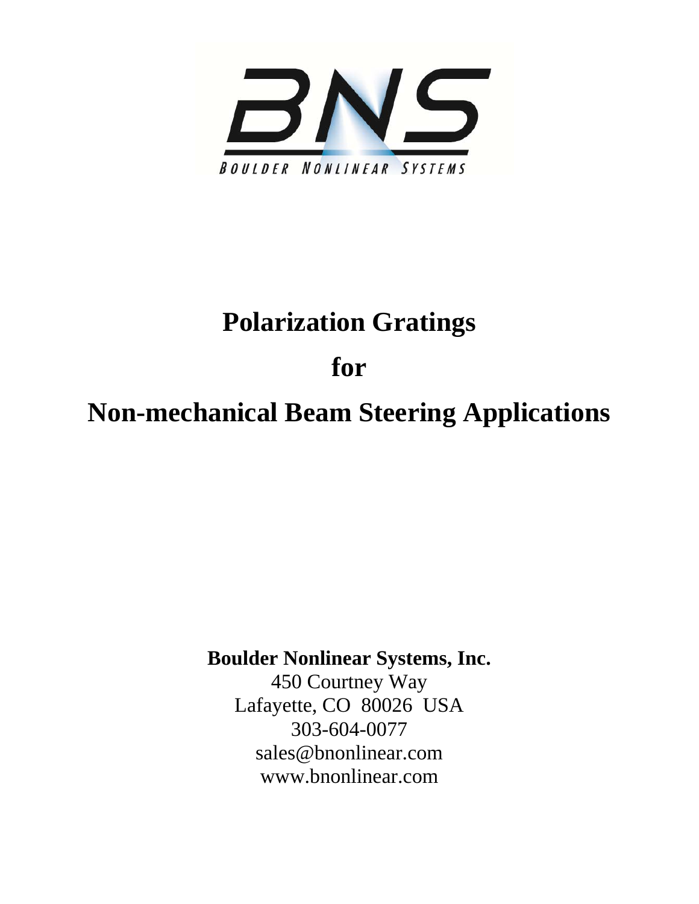# Polarization Gratings

# for

# Non-mechanical Beam Steering Applications

**Boulder Nonlinear Systems, Inc.**

450 Courtney Way

Lafayette, CO 80026 USA

303-604-0077

sales@bnonlinear.com

www.bnonlinear.com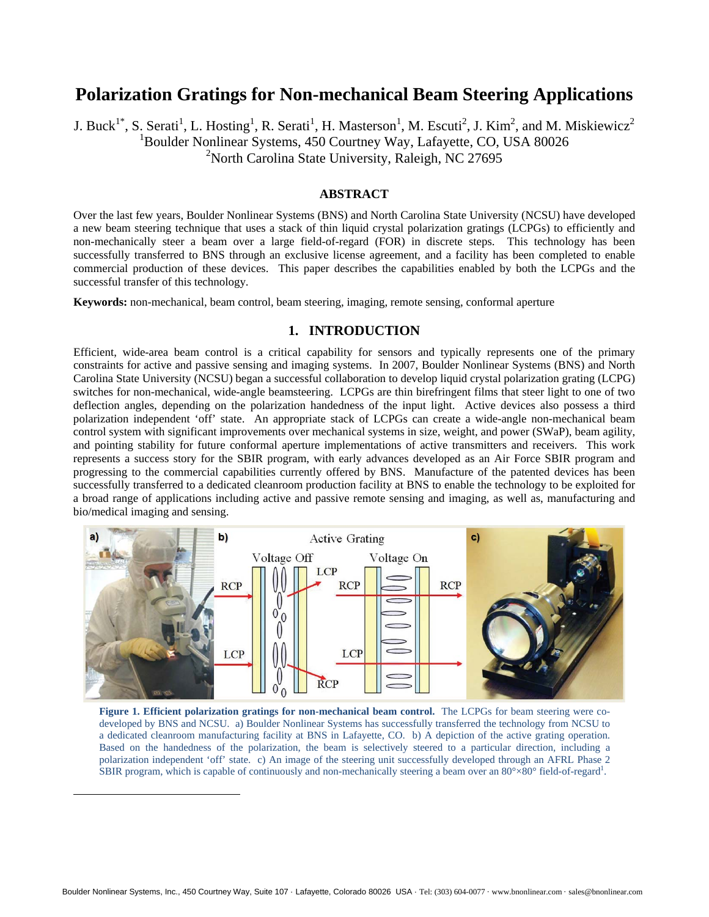# Polarization Gratings for Non-mechanical Beam Steering Applications

J. Buck[1*], S. Serati[1], L. Hosting[1], R. Serati[1], H. Masterson[1], M. Escuti[2], J. Kim[2], and M. Miskiewicz[2]

[1]Boulder Nonlinear Systems, 450 Courtney Way, Lafayette, CO, USA 80026

[2]North Carolina State University, Raleigh, NC 27695

## ABSTRACT

Over the last few years, Boulder Nonlinear Systems (BNS) and North Carolina State University (NCSU) have developed a new beam steering technique that uses a stack of thin liquid crystal polarization gratings (LCPGs) to efficiently and non-mechanically steer a beam over a large field-of-regard (FOR) in discrete steps. This technology has been successfully transferred to BNS through an exclusive license agreement, and a facility has been completed to enable commercial production of these devices. This paper describes the capabilities enabled by both the LCPGs and the successful transfer of this technology.

**Keywords:** non-mechanical, beam control, beam steering, imaging, remote sensing, conformal aperture

## 1. INTRODUCTION

Efficient, wide-area beam control is a critical capability for sensors and typically represents one of the primary constraints for active and passive sensing and imaging systems. In 2007, Boulder Nonlinear Systems (BNS) and North Carolina State University (NCSU) began a successful collaboration to develop liquid crystal polarization grating (LCPG) switches for non-mechanical, wide-angle beamsteering. LCPGs are thin birefringent films that steer light to one of two deflection angles, depending on the polarization handedness of the input light. Active devices also possess a third polarization independent 'off' state. An appropriate stack of LCPGs can create a wide-angle non-mechanical beam control system with significant improvements over mechanical systems in size, weight, and power (SWaP), beam agility, and pointing stability for future conformal aperture implementations of active transmitters and receivers. This work represents a success story for the SBIR program, with early advances developed as an Air Force SBIR program and progressing to the commercial capabilities currently offered by BNS. Manufacture of the patented devices has been successfully transferred to a dedicated cleanroom production facility at BNS to enable the technology to be exploited for a broad range of applications including active and passive remote sensing and imaging, as well as, manufacturing and bio/medical imaging and sensing.

**Figure 1. Efficient polarization gratings for non-mechanical beam control.** The LCPGs for beam steering were co-developed by BNS and NCSU. a) Boulder Nonlinear Systems has successfully transferred the technology from NCSU to a dedicated cleanroom manufacturing facility at BNS in Lafayette, CO. b) A depiction of the active grating operation. Based on the handedness of the polarization, the beam is selectively steered to a particular direction, including a polarization independent 'off' state. c) An image of the steering unit successfully developed through an AFRL Phase 2 SBIR program, which is capable of continuously and non-mechanically steering a beam over an 80°×80° field-of-regard[1].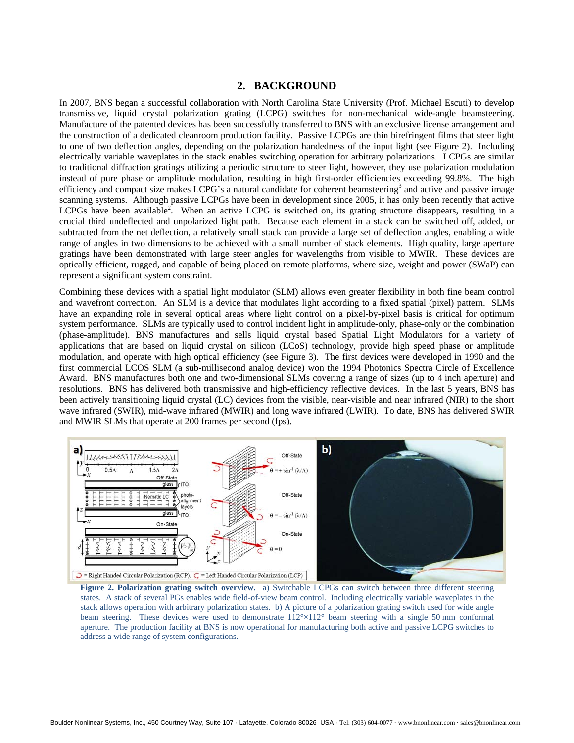## 2. BACKGROUND

In 2007, BNS began a successful collaboration with North Carolina State University (Prof. Michael Escuti) to develop transmissive, liquid crystal polarization grating (LCPG) switches for non-mechanical wide-angle beamsteering. Manufacture of the patented devices has been successfully transferred to BNS with an exclusive license arrangement and the construction of a dedicated cleanroom production facility. Passive LCPGs are thin birefringent films that steer light to one of two deflection angles, depending on the polarization handedness of the input light (see Figure 2). Including electrically variable waveplates in the stack enables switching operation for arbitrary polarizations. LCPGs are similar to traditional diffraction gratings utilizing a periodic structure to steer light, however, they use polarization modulation instead of pure phase or amplitude modulation, resulting in high first-order efficiencies exceeding 99.8%. The high efficiency and compact size makes LCPG's a natural candidate for coherent beamsteering[3] and active and passive image scanning systems. Although passive LCPGs have been in development since 2005, it has only been recently that active LCPGs have been available[2]. When an active LCPG is switched on, its grating structure disappears, resulting in a crucial third undeflected and unpolarized light path. Because each element in a stack can be switched off, added, or subtracted from the net deflection, a relatively small stack can provide a large set of deflection angles, enabling a wide range of angles in two dimensions to be achieved with a small number of stack elements. High quality, large aperture gratings have been demonstrated with large steer angles for wavelengths from visible to MWIR. These devices are optically efficient, rugged, and capable of being placed on remote platforms, where size, weight and power (SWaP) can represent a significant system constraint.

Combining these devices with a spatial light modulator (SLM) allows even greater flexibility in both fine beam control and wavefront correction. An SLM is a device that modulates light according to a fixed spatial (pixel) pattern. SLMs have an expanding role in several optical areas where light control on a pixel-by-pixel basis is critical for optimum system performance. SLMs are typically used to control incident light in amplitude-only, phase-only or the combination (phase-amplitude). BNS manufactures and sells liquid crystal based Spatial Light Modulators for a variety of applications that are based on liquid crystal on silicon (LCoS) technology, provide high speed phase or amplitude modulation, and operate with high optical efficiency (see Figure 3). The first devices were developed in 1990 and the first commercial LCOS SLM (a sub-millisecond analog device) won the 1994 Photonics Spectra Circle of Excellence Award. BNS manufactures both one and two-dimensional SLMs covering a range of sizes (up to 4 inch aperture) and resolutions. BNS has delivered both transmissive and high-efficiency reflective devices. In the last 5 years, BNS has been actively transitioning liquid crystal (LC) devices from the visible, near-visible and near infrared (NIR) to the short wave infrared (SWIR), mid-wave infrared (MWIR) and long wave infrared (LWIR). To date, BNS has delivered SWIR and MWIR SLMs that operate at 200 frames per second (fps).

**Figure 2. Polarization grating switch overview.** a) Switchable LCPGs can switch between three different steering states. A stack of several PGs enables wide field-of-view beam control. Including electrically variable waveplates in the stack allows operation with arbitrary polarization states. b) A picture of a polarization grating switch used for wide angle beam steering. These devices were used to demonstrate 112°×112° beam steering with a single 50 mm conformal aperture. The production facility at BNS is now operational for manufacturing both active and passive LCPG switches to address a wide range of system configurations.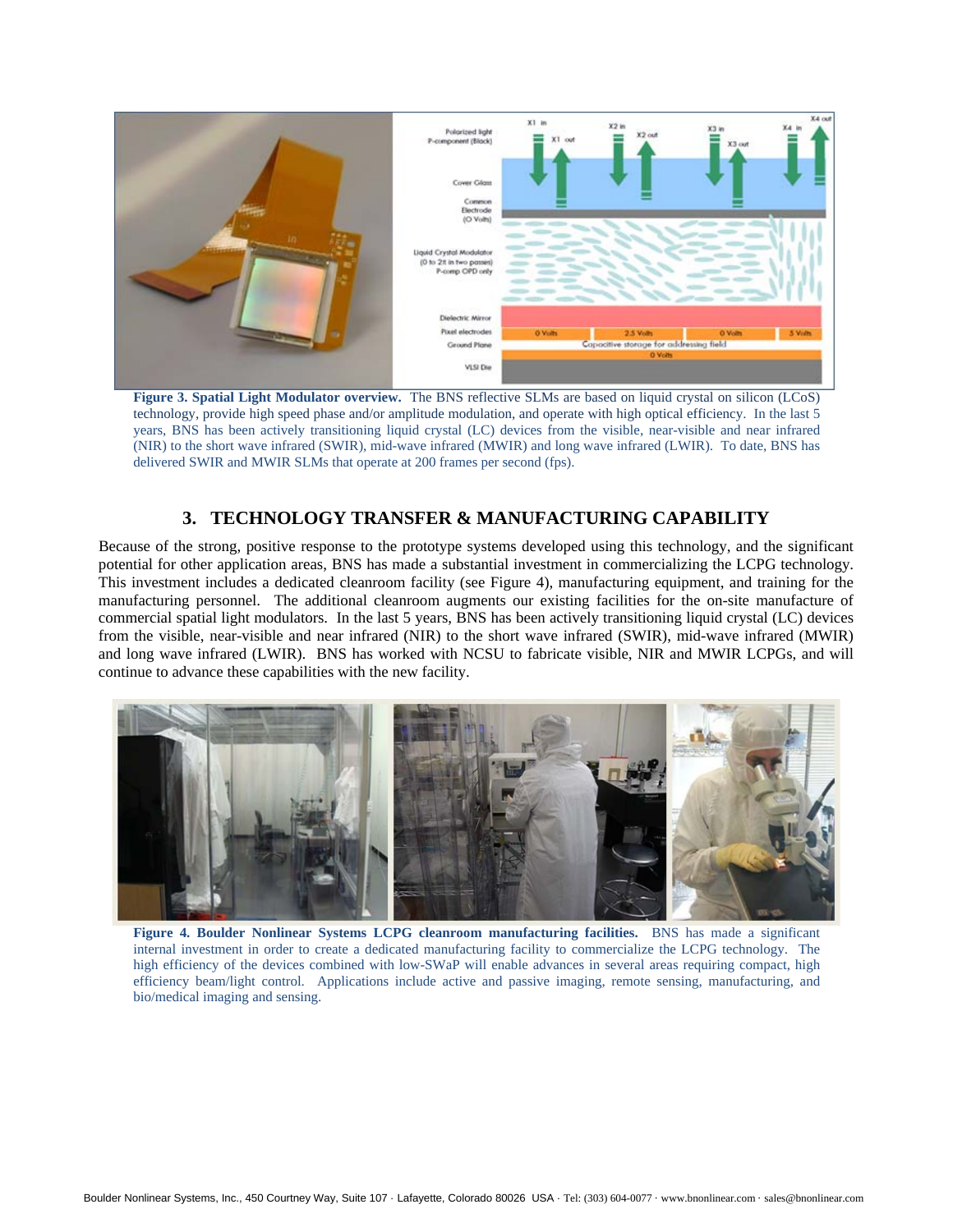**Figure 3. Spatial Light Modulator overview.** The BNS reflective SLMs are based on liquid crystal on silicon (LCoS) technology, provide high speed phase and/or amplitude modulation, and operate with high optical efficiency. In the last 5 years, BNS has been actively transitioning liquid crystal (LC) devices from the visible, near-visible and near infrared (NIR) to the short wave infrared (SWIR), mid-wave infrared (MWIR) and long wave infrared (LWIR). To date, BNS has delivered SWIR and MWIR SLMs that operate at 200 frames per second (fps).

## 3. TECHNOLOGY TRANSFER & MANUFACTURING CAPABILITY

Because of the strong, positive response to the prototype systems developed using this technology, and the significant potential for other application areas, BNS has made a substantial investment in commercializing the LCPG technology. This investment includes a dedicated cleanroom facility (see Figure 4), manufacturing equipment, and training for the manufacturing personnel. The additional cleanroom augments our existing facilities for the on-site manufacture of commercial spatial light modulators. In the last 5 years, BNS has been actively transitioning liquid crystal (LC) devices from the visible, near-visible and near infrared (NIR) to the short wave infrared (SWIR), mid-wave infrared (MWIR) and long wave infrared (LWIR). BNS has worked with NCSU to fabricate visible, NIR and MWIR LCPGs, and will continue to advance these capabilities with the new facility.

**Figure 4. Boulder Nonlinear Systems LCPG cleanroom manufacturing facilities.** BNS has made a significant internal investment in order to create a dedicated manufacturing facility to commercialize the LCPG technology. The high efficiency of the devices combined with low-SWaP will enable advances in several areas requiring compact, high efficiency beam/light control. Applications include active and passive imaging, remote sensing, manufacturing, and bio/medical imaging and sensing.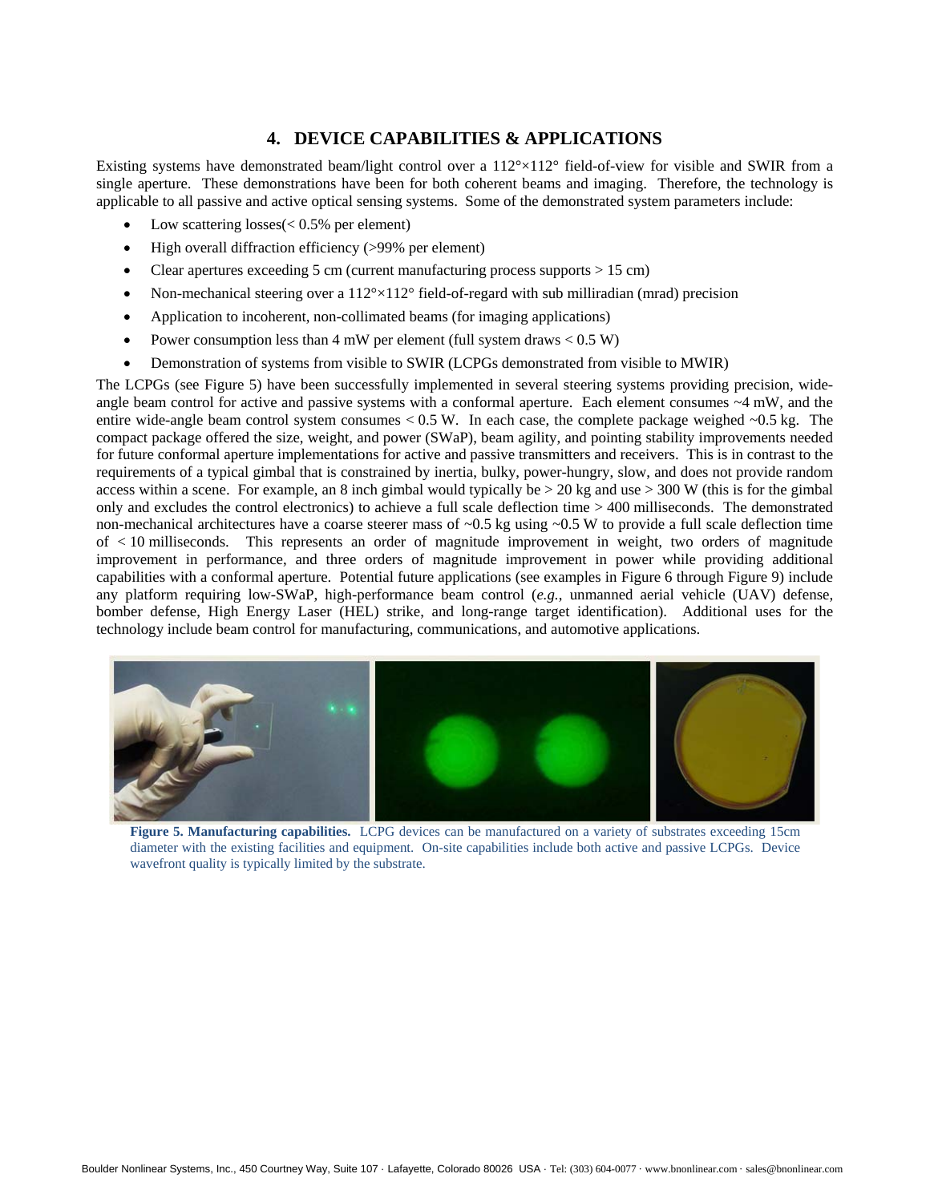## 4. DEVICE CAPABILITIES & APPLICATIONS

Existing systems have demonstrated beam/light control over a 112°×112° field-of-view for visible and SWIR from a single aperture. These demonstrations have been for both coherent beams and imaging. Therefore, the technology is applicable to all passive and active optical sensing systems. Some of the demonstrated system parameters include:

- Low scattering losses(< 0.5% per element)
- High overall diffraction efficiency (>99% per element)
- Clear apertures exceeding 5 cm (current manufacturing process supports > 15 cm)
- Non-mechanical steering over a 112°×112° field-of-regard with sub milliradian (mrad) precision
- Application to incoherent, non-collimated beams (for imaging applications)
- Power consumption less than 4 mW per element (full system draws < 0.5 W)
- Demonstration of systems from visible to SWIR (LCPGs demonstrated from visible to MWIR)

The LCPGs (see Figure 5) have been successfully implemented in several steering systems providing precision, wide-angle beam control for active and passive systems with a conformal aperture. Each element consumes ~4 mW, and the entire wide-angle beam control system consumes < 0.5 W. In each case, the complete package weighed ~0.5 kg. The compact package offered the size, weight, and power (SWaP), beam agility, and pointing stability improvements needed for future conformal aperture implementations for active and passive transmitters and receivers. This is in contrast to the requirements of a typical gimbal that is constrained by inertia, bulky, power-hungry, slow, and does not provide random access within a scene. For example, an 8 inch gimbal would typically be > 20 kg and use > 300 W (this is for the gimbal only and excludes the control electronics) to achieve a full scale deflection time > 400 milliseconds. The demonstrated non-mechanical architectures have a coarse steerer mass of ~0.5 kg using ~0.5 W to provide a full scale deflection time of < 10 milliseconds. This represents an order of magnitude improvement in weight, two orders of magnitude improvement in performance, and three orders of magnitude improvement in power while providing additional capabilities with a conformal aperture. Potential future applications (see examples in Figure 6 through Figure 9) include any platform requiring low-SWaP, high-performance beam control (*e.g.*, unmanned aerial vehicle (UAV) defense, bomber defense, High Energy Laser (HEL) strike, and long-range target identification). Additional uses for the technology include beam control for manufacturing, communications, and automotive applications.

**Figure 5. Manufacturing capabilities.** LCPG devices can be manufactured on a variety of substrates exceeding 15cm diameter with the existing facilities and equipment. On-site capabilities include both active and passive LCPGs. Device wavefront quality is typically limited by the substrate.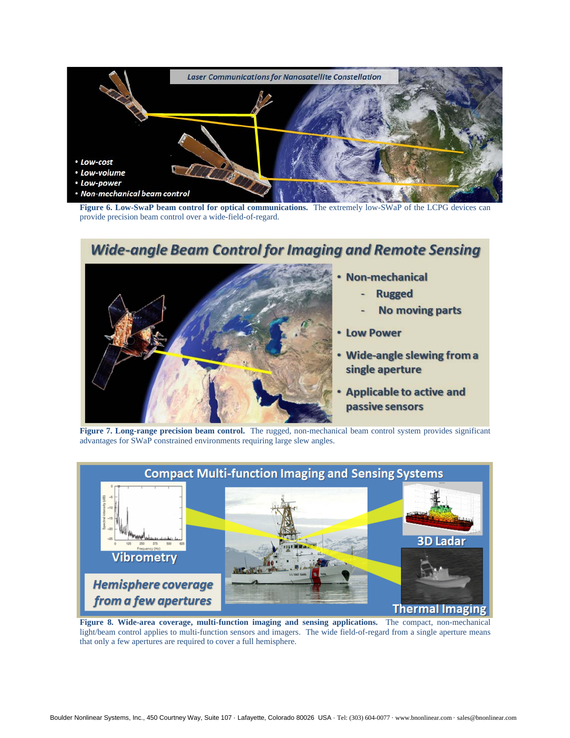**Figure 6. Low-SwaP beam control for optical communications.** The extremely low-SWaP of the LCPG devices can provide precision beam control over a wide-field-of-regard.

**Figure 7. Long-range precision beam control.** The rugged, non-mechanical beam control system provides significant advantages for SWaP constrained environments requiring large slew angles.

**Figure 8. Wide-area coverage, multi-function imaging and sensing applications.** The compact, non-mechanical light/beam control applies to multi-function sensors and imagers. The wide field-of-regard from a single aperture means that only a few apertures are required to cover a full hemisphere.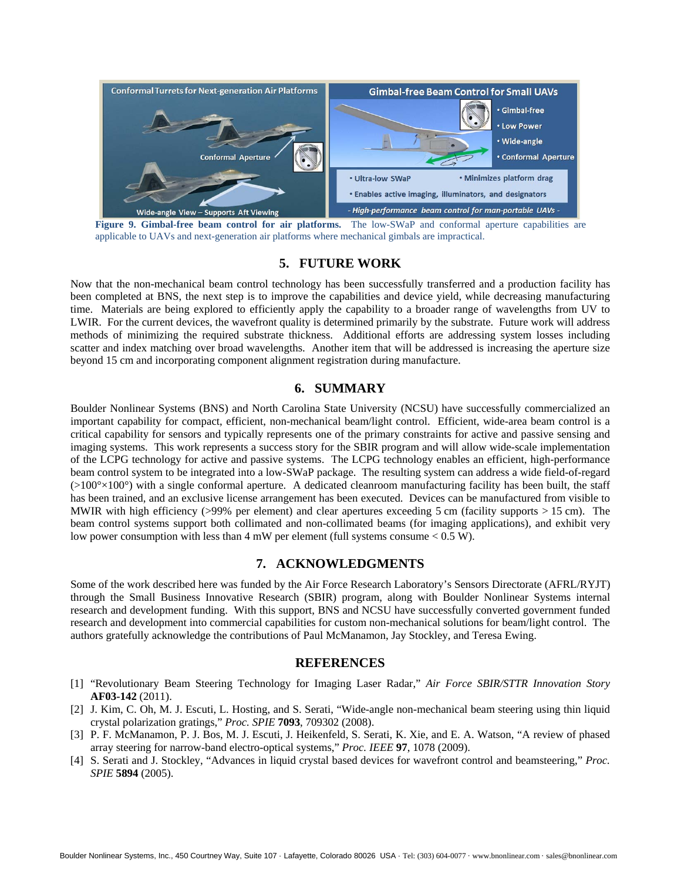Conformal Turrets for Next-generation Air Platforms

Conformal Aperture

Wide-angle View – Supports Aft Viewing

Gimbal-free Beam Control for Small UAVs

• Gimbal-free
• Low Power
• Wide-angle
• Conformal Aperture

• Ultra-low SWaP
• Minimizes platform drag
• Enables active imaging, illuminators, and designators

- High-performance beam control for man-portable UAVs -

**Figure 9. Gimbal-free beam control for air platforms.** The low-SWaP and conformal aperture capabilities are applicable to UAVs and next-generation air platforms where mechanical gimbals are impractical.

## 5. FUTURE WORK

Now that the non-mechanical beam control technology has been successfully transferred and a production facility has been completed at BNS, the next step is to improve the capabilities and device yield, while decreasing manufacturing time. Materials are being explored to efficiently apply the capability to a broader range of wavelengths from UV to LWIR. For the current devices, the wavefront quality is determined primarily by the substrate. Future work will address methods of minimizing the required substrate thickness. Additional efforts are addressing system losses including scatter and index matching over broad wavelengths. Another item that will be addressed is increasing the aperture size beyond 15 cm and incorporating component alignment registration during manufacture.

## 6. SUMMARY

Boulder Nonlinear Systems (BNS) and North Carolina State University (NCSU) have successfully commercialized an important capability for compact, efficient, non-mechanical beam/light control. Efficient, wide-area beam control is a critical capability for sensors and typically represents one of the primary constraints for active and passive sensing and imaging systems. This work represents a success story for the SBIR program and will allow wide-scale implementation of the LCPG technology for active and passive systems. The LCPG technology enables an efficient, high-performance beam control system to be integrated into a low-SWaP package. The resulting system can address a wide field-of-regard ($>100°\times100°$) with a single conformal aperture. A dedicated cleanroom manufacturing facility has been built, the staff has been trained, and an exclusive license arrangement has been executed. Devices can be manufactured from visible to MWIR with high efficiency (>99% per element) and clear apertures exceeding 5 cm (facility supports > 15 cm). The beam control systems support both collimated and non-collimated beams (for imaging applications), and exhibit very low power consumption with less than 4 mW per element (full systems consume < 0.5 W).

## 7. ACKNOWLEDGMENTS

Some of the work described here was funded by the Air Force Research Laboratory's Sensors Directorate (AFRL/RYJT) through the Small Business Innovative Research (SBIR) program, along with Boulder Nonlinear Systems internal research and development funding. With this support, BNS and NCSU have successfully converted government funded research and development into commercial capabilities for custom non-mechanical solutions for beam/light control. The authors gratefully acknowledge the contributions of Paul McManamon, Jay Stockley, and Teresa Ewing.

## REFERENCES

[1] "Revolutionary Beam Steering Technology for Imaging Laser Radar," *Air Force SBIR/STTR Innovation Story* **AF03-142** (2011).

[2] J. Kim, C. Oh, M. J. Escuti, L. Hosting, and S. Serati, "Wide-angle non-mechanical beam steering using thin liquid crystal polarization gratings," *Proc. SPIE* **7093**, 709302 (2008).

[3] P. F. McManamon, P. J. Bos, M. J. Escuti, J. Heikenfeld, S. Serati, K. Xie, and E. A. Watson, "A review of phased array steering for narrow-band electro-optical systems," *Proc. IEEE* **97**, 1078 (2009).

[4] S. Serati and J. Stockley, "Advances in liquid crystal based devices for wavefront control and beamsteering," *Proc. SPIE* **5894** (2005).